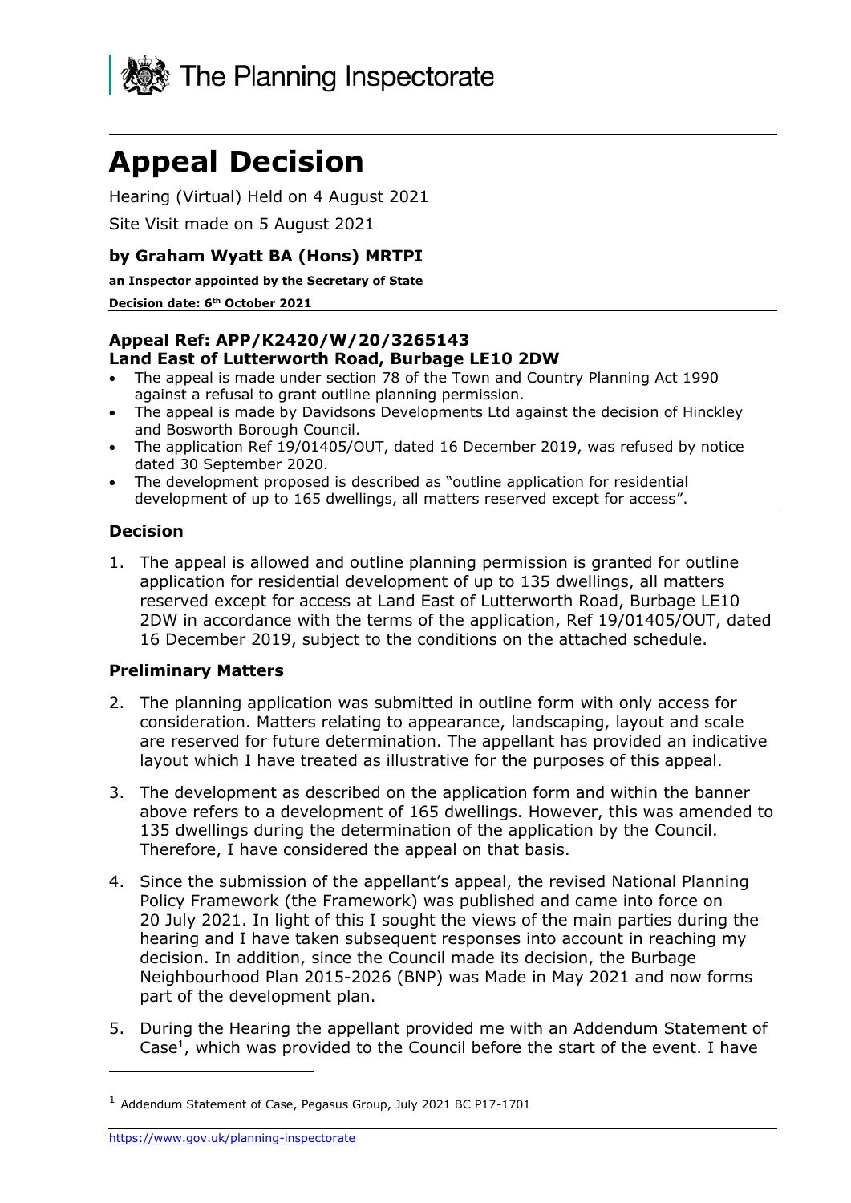The Planning Inspectorate

# Appeal Decision

Hearing (Virtual) Held on 4 August 2021

Site Visit made on 5 August 2021

### by Graham Wyatt BA (Hons) MRTPI

**an Inspector appointed by the Secretary of State**

**Decision date: 6th October 2021**

### Appeal Ref: APP/K2420/W/20/3265143
### Land East of Lutterworth Road, Burbage LE10 2DW

- The appeal is made under section 78 of the Town and Country Planning Act 1990 against a refusal to grant outline planning permission.
- The appeal is made by Davidsons Developments Ltd against the decision of Hinckley and Bosworth Borough Council.
- The application Ref 19/01405/OUT, dated 16 December 2019, was refused by notice dated 30 September 2020.
- The development proposed is described as "outline application for residential development of up to 165 dwellings, all matters reserved except for access".

## Decision

1. The appeal is allowed and outline planning permission is granted for outline application for residential development of up to 135 dwellings, all matters reserved except for access at Land East of Lutterworth Road, Burbage LE10 2DW in accordance with the terms of the application, Ref 19/01405/OUT, dated 16 December 2019, subject to the conditions on the attached schedule.

## Preliminary Matters

2. The planning application was submitted in outline form with only access for consideration. Matters relating to appearance, landscaping, layout and scale are reserved for future determination. The appellant has provided an indicative layout which I have treated as illustrative for the purposes of this appeal.

3. The development as described on the application form and within the banner above refers to a development of 165 dwellings. However, this was amended to 135 dwellings during the determination of the application by the Council. Therefore, I have considered the appeal on that basis.

4. Since the submission of the appellant's appeal, the revised National Planning Policy Framework (the Framework) was published and came into force on 20 July 2021. In light of this I sought the views of the main parties during the hearing and I have taken subsequent responses into account in reaching my decision. In addition, since the Council made its decision, the Burbage Neighbourhood Plan 2015-2026 (BNP) was Made in May 2021 and now forms part of the development plan.

5. During the Hearing the appellant provided me with an Addendum Statement of Case[1], which was provided to the Council before the start of the event. I have

[1] Addendum Statement of Case, Pegasus Group, July 2021 BC P17-1701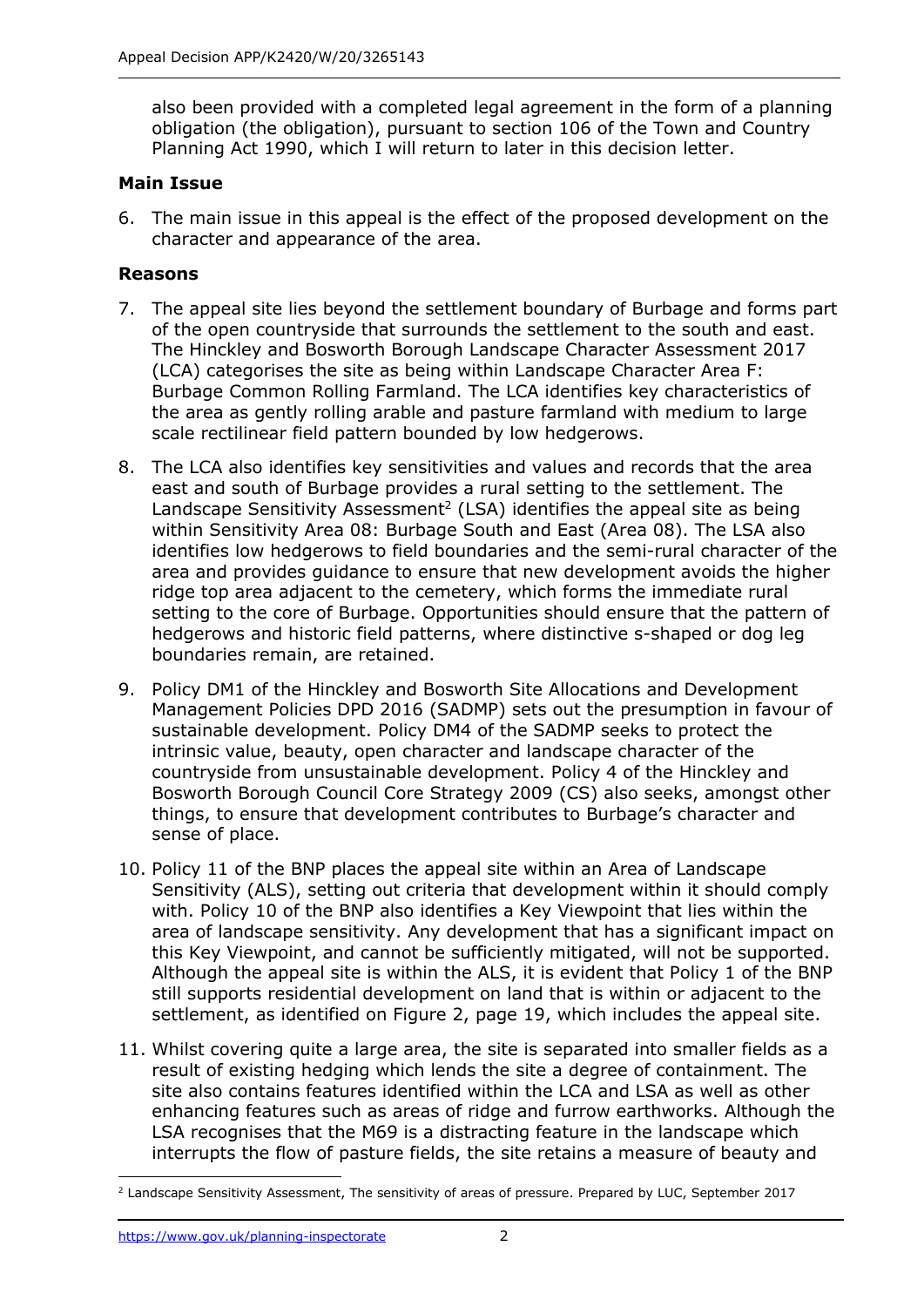also been provided with a completed legal agreement in the form of a planning obligation (the obligation), pursuant to section 106 of the Town and Country Planning Act 1990, which I will return to later in this decision letter.

**Main Issue**

6. The main issue in this appeal is the effect of the proposed development on the character and appearance of the area.

**Reasons**

7. The appeal site lies beyond the settlement boundary of Burbage and forms part of the open countryside that surrounds the settlement to the south and east. The Hinckley and Bosworth Borough Landscape Character Assessment 2017 (LCA) categorises the site as being within Landscape Character Area F: Burbage Common Rolling Farmland. The LCA identifies key characteristics of the area as gently rolling arable and pasture farmland with medium to large scale rectilinear field pattern bounded by low hedgerows.

8. The LCA also identifies key sensitivities and values and records that the area east and south of Burbage provides a rural setting to the settlement. The Landscape Sensitivity Assessment[2] (LSA) identifies the appeal site as being within Sensitivity Area 08: Burbage South and East (Area 08). The LSA also identifies low hedgerows to field boundaries and the semi-rural character of the area and provides guidance to ensure that new development avoids the higher ridge top area adjacent to the cemetery, which forms the immediate rural setting to the core of Burbage. Opportunities should ensure that the pattern of hedgerows and historic field patterns, where distinctive s-shaped or dog leg boundaries remain, are retained.

9. Policy DM1 of the Hinckley and Bosworth Site Allocations and Development Management Policies DPD 2016 (SADMP) sets out the presumption in favour of sustainable development. Policy DM4 of the SADMP seeks to protect the intrinsic value, beauty, open character and landscape character of the countryside from unsustainable development. Policy 4 of the Hinckley and Bosworth Borough Council Core Strategy 2009 (CS) also seeks, amongst other things, to ensure that development contributes to Burbage's character and sense of place.

10. Policy 11 of the BNP places the appeal site within an Area of Landscape Sensitivity (ALS), setting out criteria that development within it should comply with. Policy 10 of the BNP also identifies a Key Viewpoint that lies within the area of landscape sensitivity. Any development that has a significant impact on this Key Viewpoint, and cannot be sufficiently mitigated, will not be supported. Although the appeal site is within the ALS, it is evident that Policy 1 of the BNP still supports residential development on land that is within or adjacent to the settlement, as identified on Figure 2, page 19, which includes the appeal site.

11. Whilst covering quite a large area, the site is separated into smaller fields as a result of existing hedging which lends the site a degree of containment. The site also contains features identified within the LCA and LSA as well as other enhancing features such as areas of ridge and furrow earthworks. Although the LSA recognises that the M69 is a distracting feature in the landscape which interrupts the flow of pasture fields, the site retains a measure of beauty and

[2] Landscape Sensitivity Assessment, The sensitivity of areas of pressure. Prepared by LUC, September 2017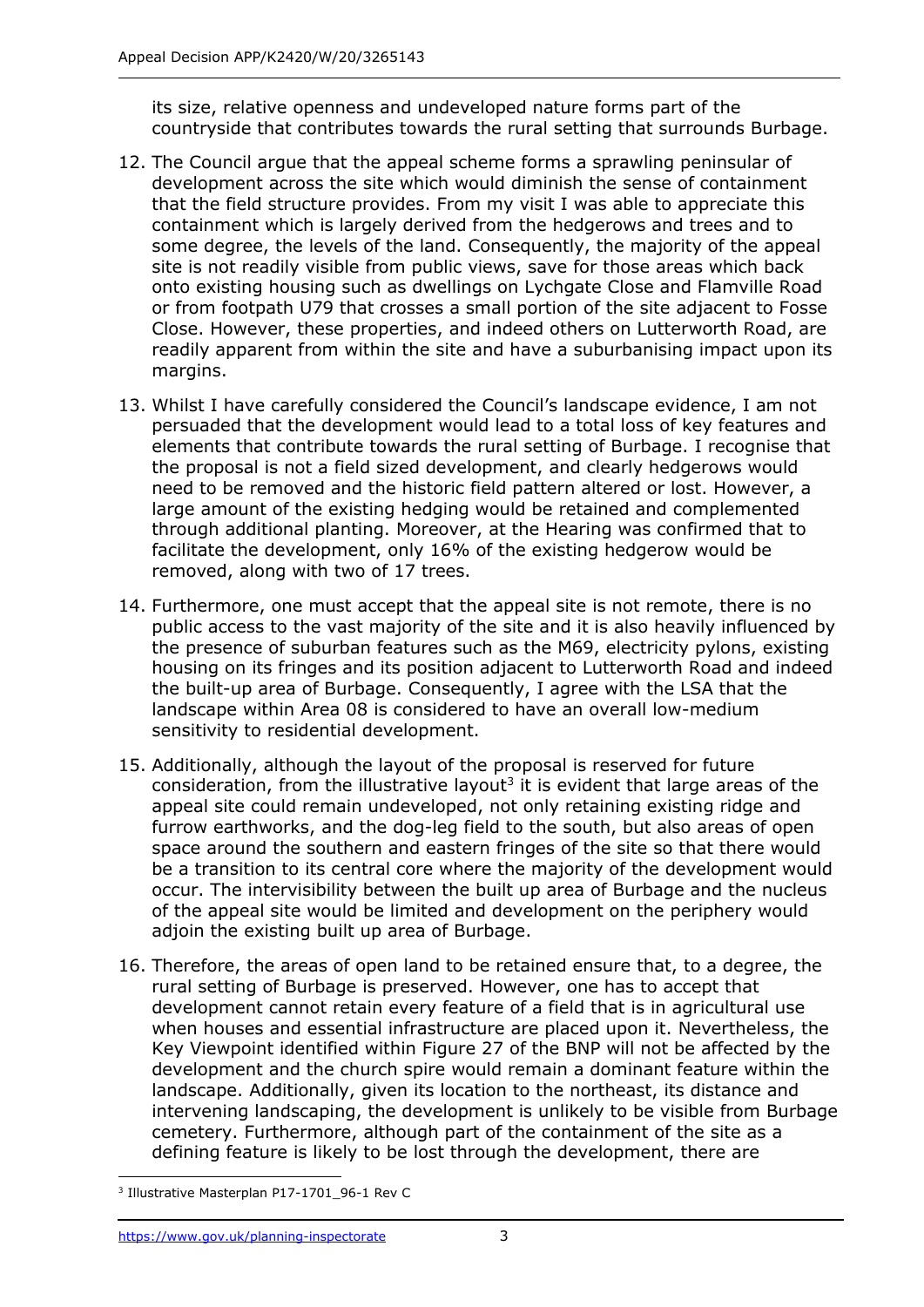its size, relative openness and undeveloped nature forms part of the countryside that contributes towards the rural setting that surrounds Burbage.

12. The Council argue that the appeal scheme forms a sprawling peninsular of development across the site which would diminish the sense of containment that the field structure provides. From my visit I was able to appreciate this containment which is largely derived from the hedgerows and trees and to some degree, the levels of the land. Consequently, the majority of the appeal site is not readily visible from public views, save for those areas which back onto existing housing such as dwellings on Lychgate Close and Flamville Road or from footpath U79 that crosses a small portion of the site adjacent to Fosse Close. However, these properties, and indeed others on Lutterworth Road, are readily apparent from within the site and have a suburbanising impact upon its margins.

13. Whilst I have carefully considered the Council's landscape evidence, I am not persuaded that the development would lead to a total loss of key features and elements that contribute towards the rural setting of Burbage. I recognise that the proposal is not a field sized development, and clearly hedgerows would need to be removed and the historic field pattern altered or lost. However, a large amount of the existing hedging would be retained and complemented through additional planting. Moreover, at the Hearing was confirmed that to facilitate the development, only 16% of the existing hedgerow would be removed, along with two of 17 trees.

14. Furthermore, one must accept that the appeal site is not remote, there is no public access to the vast majority of the site and it is also heavily influenced by the presence of suburban features such as the M69, electricity pylons, existing housing on its fringes and its position adjacent to Lutterworth Road and indeed the built-up area of Burbage. Consequently, I agree with the LSA that the landscape within Area 08 is considered to have an overall low-medium sensitivity to residential development.

15. Additionally, although the layout of the proposal is reserved for future consideration, from the illustrative layout[3] it is evident that large areas of the appeal site could remain undeveloped, not only retaining existing ridge and furrow earthworks, and the dog-leg field to the south, but also areas of open space around the southern and eastern fringes of the site so that there would be a transition to its central core where the majority of the development would occur. The intervisibility between the built up area of Burbage and the nucleus of the appeal site would be limited and development on the periphery would adjoin the existing built up area of Burbage.

16. Therefore, the areas of open land to be retained ensure that, to a degree, the rural setting of Burbage is preserved. However, one has to accept that development cannot retain every feature of a field that is in agricultural use when houses and essential infrastructure are placed upon it. Nevertheless, the Key Viewpoint identified within Figure 27 of the BNP will not be affected by the development and the church spire would remain a dominant feature within the landscape. Additionally, given its location to the northeast, its distance and intervening landscaping, the development is unlikely to be visible from Burbage cemetery. Furthermore, although part of the containment of the site as a defining feature is likely to be lost through the development, there are

[3] Illustrative Masterplan P17-1701_96-1 Rev C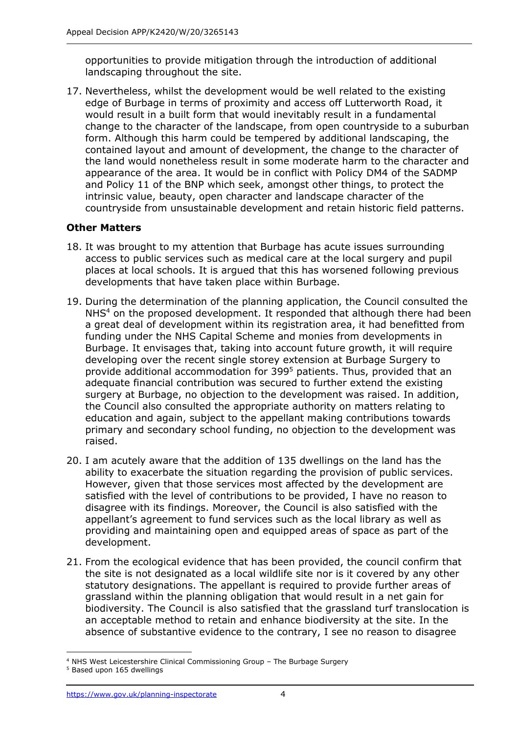opportunities to provide mitigation through the introduction of additional landscaping throughout the site.

17. Nevertheless, whilst the development would be well related to the existing edge of Burbage in terms of proximity and access off Lutterworth Road, it would result in a built form that would inevitably result in a fundamental change to the character of the landscape, from open countryside to a suburban form. Although this harm could be tempered by additional landscaping, the contained layout and amount of development, the change to the character of the land would nonetheless result in some moderate harm to the character and appearance of the area. It would be in conflict with Policy DM4 of the SADMP and Policy 11 of the BNP which seek, amongst other things, to protect the intrinsic value, beauty, open character and landscape character of the countryside from unsustainable development and retain historic field patterns.

### Other Matters

18. It was brought to my attention that Burbage has acute issues surrounding access to public services such as medical care at the local surgery and pupil places at local schools. It is argued that this has worsened following previous developments that have taken place within Burbage.

19. During the determination of the planning application, the Council consulted the NHS[4] on the proposed development. It responded that although there had been a great deal of development within its registration area, it had benefitted from funding under the NHS Capital Scheme and monies from developments in Burbage. It envisages that, taking into account future growth, it will require developing over the recent single storey extension at Burbage Surgery to provide additional accommodation for 399[5] patients. Thus, provided that an adequate financial contribution was secured to further extend the existing surgery at Burbage, no objection to the development was raised. In addition, the Council also consulted the appropriate authority on matters relating to education and again, subject to the appellant making contributions towards primary and secondary school funding, no objection to the development was raised.

20. I am acutely aware that the addition of 135 dwellings on the land has the ability to exacerbate the situation regarding the provision of public services. However, given that those services most affected by the development are satisfied with the level of contributions to be provided, I have no reason to disagree with its findings. Moreover, the Council is also satisfied with the appellant's agreement to fund services such as the local library as well as providing and maintaining open and equipped areas of space as part of the development.

21. From the ecological evidence that has been provided, the council confirm that the site is not designated as a local wildlife site nor is it covered by any other statutory designations. The appellant is required to provide further areas of grassland within the planning obligation that would result in a net gain for biodiversity. The Council is also satisfied that the grassland turf translocation is an acceptable method to retain and enhance biodiversity at the site. In the absence of substantive evidence to the contrary, I see no reason to disagree

[4] NHS West Leicestershire Clinical Commissioning Group – The Burbage Surgery

[5] Based upon 165 dwellings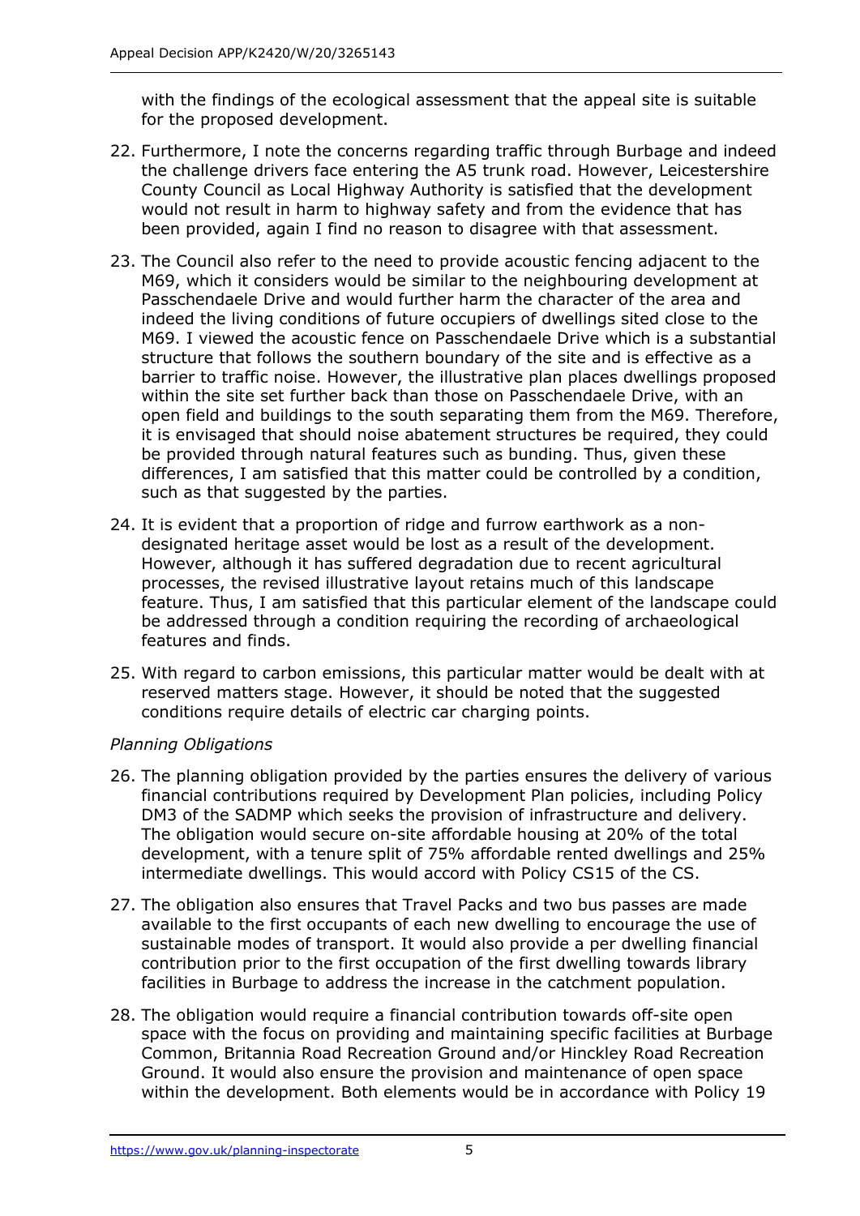with the findings of the ecological assessment that the appeal site is suitable for the proposed development.

22. Furthermore, I note the concerns regarding traffic through Burbage and indeed the challenge drivers face entering the A5 trunk road. However, Leicestershire County Council as Local Highway Authority is satisfied that the development would not result in harm to highway safety and from the evidence that has been provided, again I find no reason to disagree with that assessment.

23. The Council also refer to the need to provide acoustic fencing adjacent to the M69, which it considers would be similar to the neighbouring development at Passchendaele Drive and would further harm the character of the area and indeed the living conditions of future occupiers of dwellings sited close to the M69. I viewed the acoustic fence on Passchendaele Drive which is a substantial structure that follows the southern boundary of the site and is effective as a barrier to traffic noise. However, the illustrative plan places dwellings proposed within the site set further back than those on Passchendaele Drive, with an open field and buildings to the south separating them from the M69. Therefore, it is envisaged that should noise abatement structures be required, they could be provided through natural features such as bunding. Thus, given these differences, I am satisfied that this matter could be controlled by a condition, such as that suggested by the parties.

24. It is evident that a proportion of ridge and furrow earthwork as a non-designated heritage asset would be lost as a result of the development. However, although it has suffered degradation due to recent agricultural processes, the revised illustrative layout retains much of this landscape feature. Thus, I am satisfied that this particular element of the landscape could be addressed through a condition requiring the recording of archaeological features and finds.

25. With regard to carbon emissions, this particular matter would be dealt with at reserved matters stage. However, it should be noted that the suggested conditions require details of electric car charging points.

*Planning Obligations*

26. The planning obligation provided by the parties ensures the delivery of various financial contributions required by Development Plan policies, including Policy DM3 of the SADMP which seeks the provision of infrastructure and delivery. The obligation would secure on-site affordable housing at 20% of the total development, with a tenure split of 75% affordable rented dwellings and 25% intermediate dwellings. This would accord with Policy CS15 of the CS.

27. The obligation also ensures that Travel Packs and two bus passes are made available to the first occupants of each new dwelling to encourage the use of sustainable modes of transport. It would also provide a per dwelling financial contribution prior to the first occupation of the first dwelling towards library facilities in Burbage to address the increase in the catchment population.

28. The obligation would require a financial contribution towards off-site open space with the focus on providing and maintaining specific facilities at Burbage Common, Britannia Road Recreation Ground and/or Hinckley Road Recreation Ground. It would also ensure the provision and maintenance of open space within the development. Both elements would be in accordance with Policy 19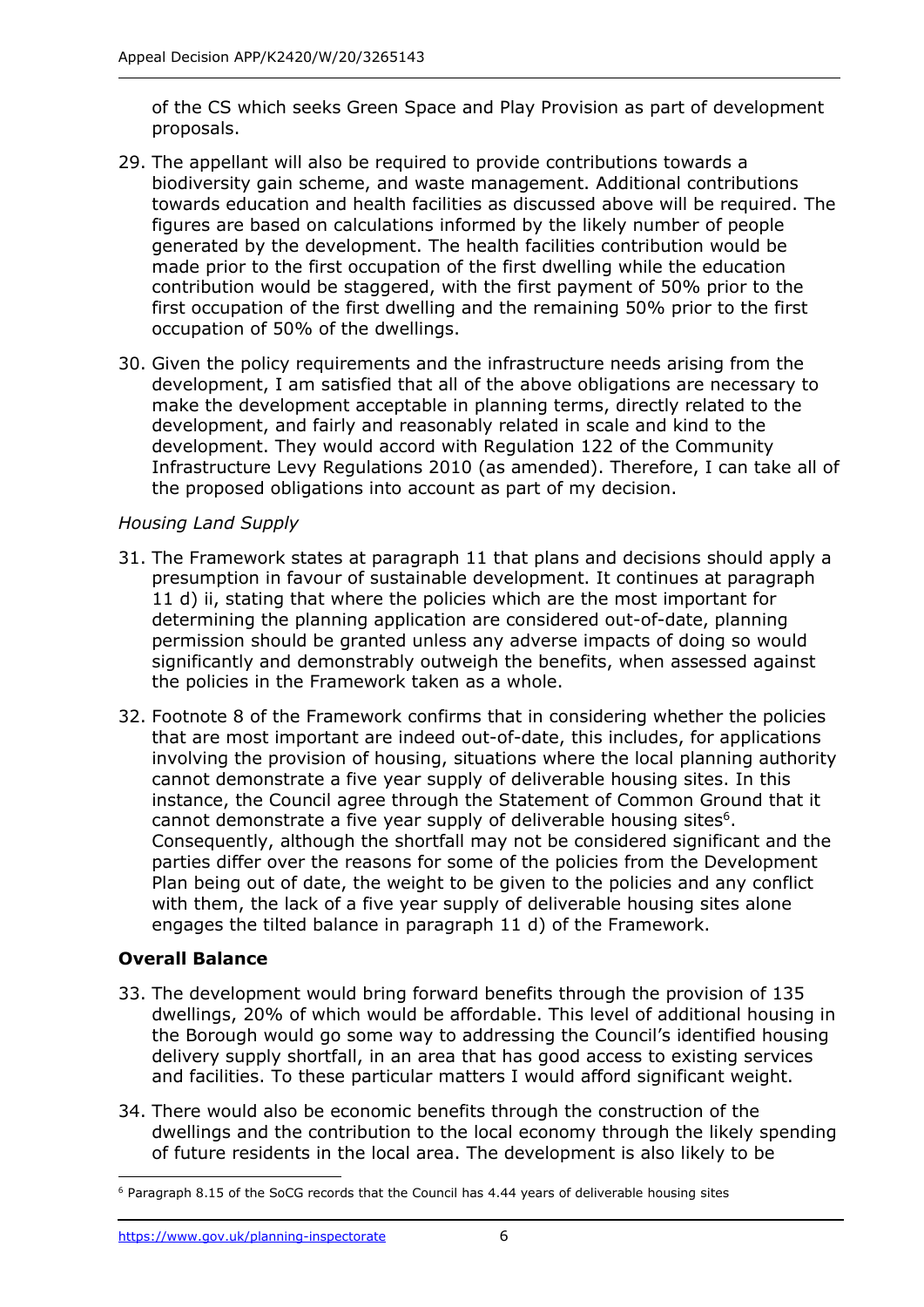of the CS which seeks Green Space and Play Provision as part of development proposals.

29. The appellant will also be required to provide contributions towards a biodiversity gain scheme, and waste management. Additional contributions towards education and health facilities as discussed above will be required. The figures are based on calculations informed by the likely number of people generated by the development. The health facilities contribution would be made prior to the first occupation of the first dwelling while the education contribution would be staggered, with the first payment of 50% prior to the first occupation of the first dwelling and the remaining 50% prior to the first occupation of 50% of the dwellings.

30. Given the policy requirements and the infrastructure needs arising from the development, I am satisfied that all of the above obligations are necessary to make the development acceptable in planning terms, directly related to the development, and fairly and reasonably related in scale and kind to the development. They would accord with Regulation 122 of the Community Infrastructure Levy Regulations 2010 (as amended). Therefore, I can take all of the proposed obligations into account as part of my decision.

*Housing Land Supply*

31. The Framework states at paragraph 11 that plans and decisions should apply a presumption in favour of sustainable development. It continues at paragraph 11 d) ii, stating that where the policies which are the most important for determining the planning application are considered out-of-date, planning permission should be granted unless any adverse impacts of doing so would significantly and demonstrably outweigh the benefits, when assessed against the policies in the Framework taken as a whole.

32. Footnote 8 of the Framework confirms that in considering whether the policies that are most important are indeed out-of-date, this includes, for applications involving the provision of housing, situations where the local planning authority cannot demonstrate a five year supply of deliverable housing sites. In this instance, the Council agree through the Statement of Common Ground that it cannot demonstrate a five year supply of deliverable housing sites[6]. Consequently, although the shortfall may not be considered significant and the parties differ over the reasons for some of the policies from the Development Plan being out of date, the weight to be given to the policies and any conflict with them, the lack of a five year supply of deliverable housing sites alone engages the tilted balance in paragraph 11 d) of the Framework.

**Overall Balance**

33. The development would bring forward benefits through the provision of 135 dwellings, 20% of which would be affordable. This level of additional housing in the Borough would go some way to addressing the Council's identified housing delivery supply shortfall, in an area that has good access to existing services and facilities. To these particular matters I would afford significant weight.

34. There would also be economic benefits through the construction of the dwellings and the contribution to the local economy through the likely spending of future residents in the local area. The development is also likely to be

[6] Paragraph 8.15 of the SoCG records that the Council has 4.44 years of deliverable housing sites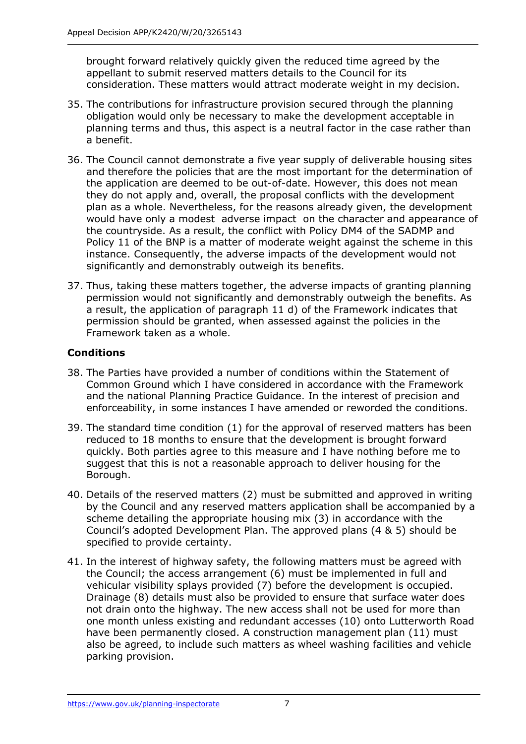brought forward relatively quickly given the reduced time agreed by the appellant to submit reserved matters details to the Council for its consideration. These matters would attract moderate weight in my decision.

35. The contributions for infrastructure provision secured through the planning obligation would only be necessary to make the development acceptable in planning terms and thus, this aspect is a neutral factor in the case rather than a benefit.

36. The Council cannot demonstrate a five year supply of deliverable housing sites and therefore the policies that are the most important for the determination of the application are deemed to be out-of-date. However, this does not mean they do not apply and, overall, the proposal conflicts with the development plan as a whole. Nevertheless, for the reasons already given, the development would have only a modest adverse impact on the character and appearance of the countryside. As a result, the conflict with Policy DM4 of the SADMP and Policy 11 of the BNP is a matter of moderate weight against the scheme in this instance. Consequently, the adverse impacts of the development would not significantly and demonstrably outweigh its benefits.

37. Thus, taking these matters together, the adverse impacts of granting planning permission would not significantly and demonstrably outweigh the benefits. As a result, the application of paragraph 11 d) of the Framework indicates that permission should be granted, when assessed against the policies in the Framework taken as a whole.

## Conditions

38. The Parties have provided a number of conditions within the Statement of Common Ground which I have considered in accordance with the Framework and the national Planning Practice Guidance. In the interest of precision and enforceability, in some instances I have amended or reworded the conditions.

39. The standard time condition (1) for the approval of reserved matters has been reduced to 18 months to ensure that the development is brought forward quickly. Both parties agree to this measure and I have nothing before me to suggest that this is not a reasonable approach to deliver housing for the Borough.

40. Details of the reserved matters (2) must be submitted and approved in writing by the Council and any reserved matters application shall be accompanied by a scheme detailing the appropriate housing mix (3) in accordance with the Council's adopted Development Plan. The approved plans (4 & 5) should be specified to provide certainty.

41. In the interest of highway safety, the following matters must be agreed with the Council; the access arrangement (6) must be implemented in full and vehicular visibility splays provided (7) before the development is occupied. Drainage (8) details must also be provided to ensure that surface water does not drain onto the highway. The new access shall not be used for more than one month unless existing and redundant accesses (10) onto Lutterworth Road have been permanently closed. A construction management plan (11) must also be agreed, to include such matters as wheel washing facilities and vehicle parking provision.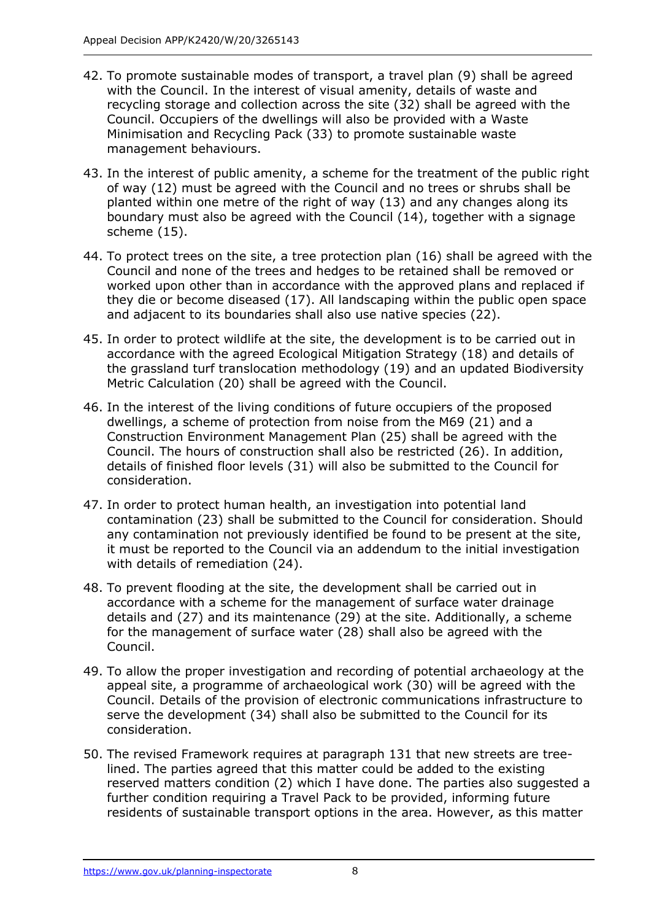42. To promote sustainable modes of transport, a travel plan (9) shall be agreed with the Council. In the interest of visual amenity, details of waste and recycling storage and collection across the site (32) shall be agreed with the Council. Occupiers of the dwellings will also be provided with a Waste Minimisation and Recycling Pack (33) to promote sustainable waste management behaviours.

43. In the interest of public amenity, a scheme for the treatment of the public right of way (12) must be agreed with the Council and no trees or shrubs shall be planted within one metre of the right of way (13) and any changes along its boundary must also be agreed with the Council (14), together with a signage scheme (15).

44. To protect trees on the site, a tree protection plan (16) shall be agreed with the Council and none of the trees and hedges to be retained shall be removed or worked upon other than in accordance with the approved plans and replaced if they die or become diseased (17). All landscaping within the public open space and adjacent to its boundaries shall also use native species (22).

45. In order to protect wildlife at the site, the development is to be carried out in accordance with the agreed Ecological Mitigation Strategy (18) and details of the grassland turf translocation methodology (19) and an updated Biodiversity Metric Calculation (20) shall be agreed with the Council.

46. In the interest of the living conditions of future occupiers of the proposed dwellings, a scheme of protection from noise from the M69 (21) and a Construction Environment Management Plan (25) shall be agreed with the Council. The hours of construction shall also be restricted (26). In addition, details of finished floor levels (31) will also be submitted to the Council for consideration.

47. In order to protect human health, an investigation into potential land contamination (23) shall be submitted to the Council for consideration. Should any contamination not previously identified be found to be present at the site, it must be reported to the Council via an addendum to the initial investigation with details of remediation (24).

48. To prevent flooding at the site, the development shall be carried out in accordance with a scheme for the management of surface water drainage details and (27) and its maintenance (29) at the site. Additionally, a scheme for the management of surface water (28) shall also be agreed with the Council.

49. To allow the proper investigation and recording of potential archaeology at the appeal site, a programme of archaeological work (30) will be agreed with the Council. Details of the provision of electronic communications infrastructure to serve the development (34) shall also be submitted to the Council for its consideration.

50. The revised Framework requires at paragraph 131 that new streets are tree-lined. The parties agreed that this matter could be added to the existing reserved matters condition (2) which I have done. The parties also suggested a further condition requiring a Travel Pack to be provided, informing future residents of sustainable transport options in the area. However, as this matter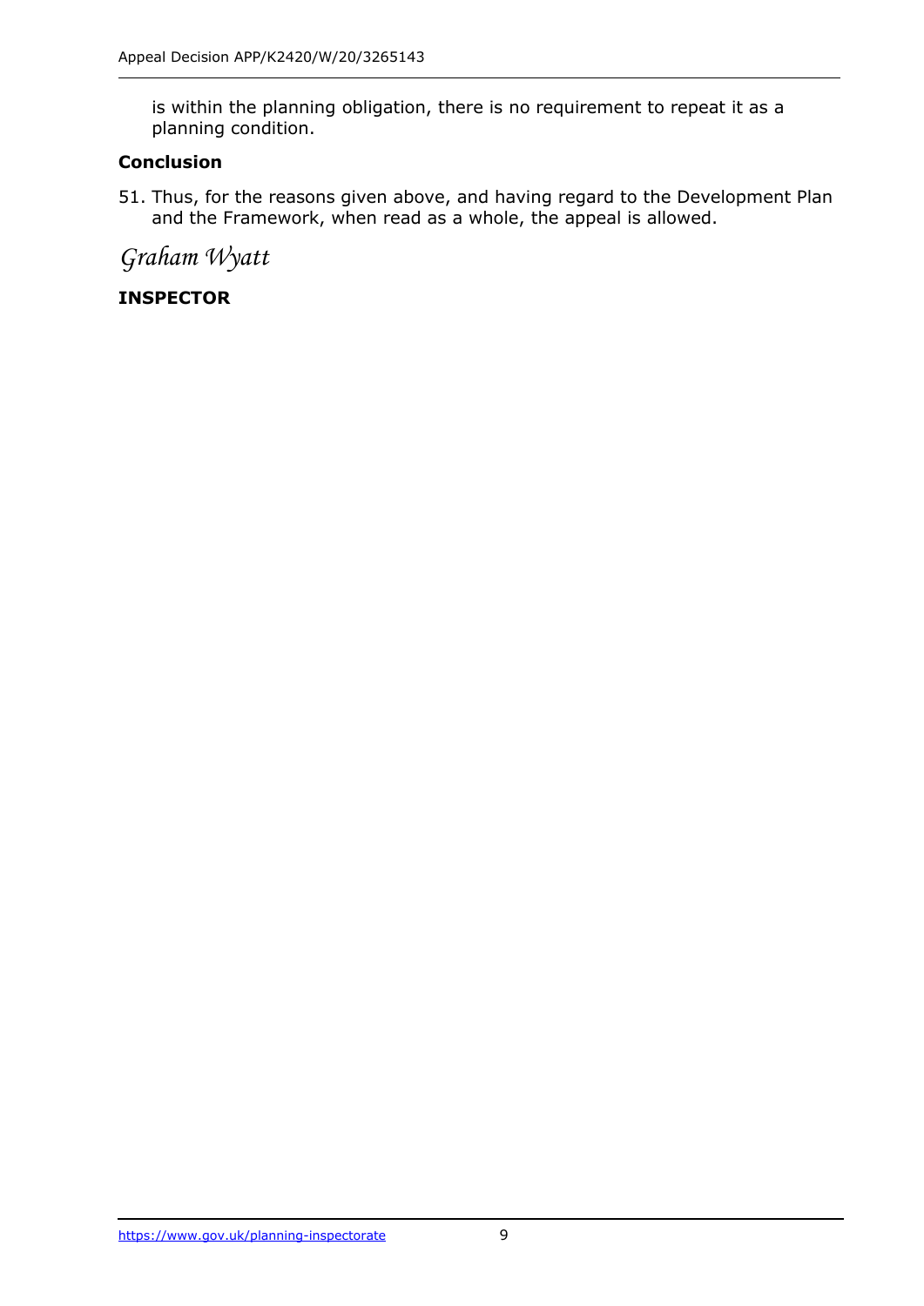is within the planning obligation, there is no requirement to repeat it as a planning condition.

**Conclusion**

51. Thus, for the reasons given above, and having regard to the Development Plan and the Framework, when read as a whole, the appeal is allowed.

*Graham Wyatt*

**INSPECTOR**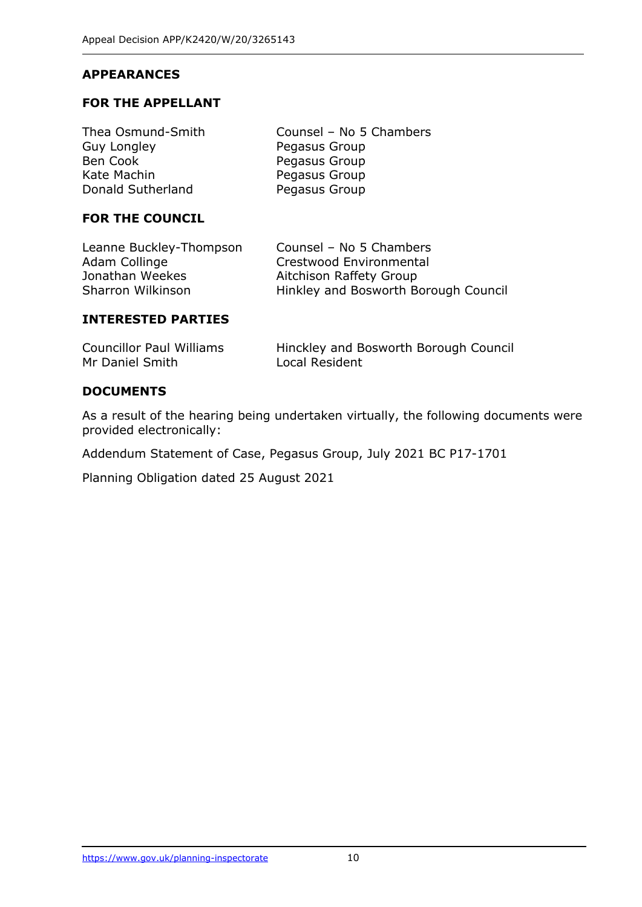## APPEARANCES

### FOR THE APPELLANT

| | |
|---|---|
| Thea Osmund-Smith | Counsel – No 5 Chambers |
| Guy Longley | Pegasus Group |
| Ben Cook | Pegasus Group |
| Kate Machin | Pegasus Group |
| Donald Sutherland | Pegasus Group |

### FOR THE COUNCIL

| | |
|---|---|
| Leanne Buckley-Thompson | Counsel – No 5 Chambers |
| Adam Collinge | Crestwood Environmental |
| Jonathan Weekes | Aitchison Raffety Group |
| Sharron Wilkinson | Hinkley and Bosworth Borough Council |

### INTERESTED PARTIES

| | |
|---|---|
| Councillor Paul Williams | Hinckley and Bosworth Borough Council |
| Mr Daniel Smith | Local Resident |

### DOCUMENTS

As a result of the hearing being undertaken virtually, the following documents were provided electronically:

Addendum Statement of Case, Pegasus Group, July 2021 BC P17-1701

Planning Obligation dated 25 August 2021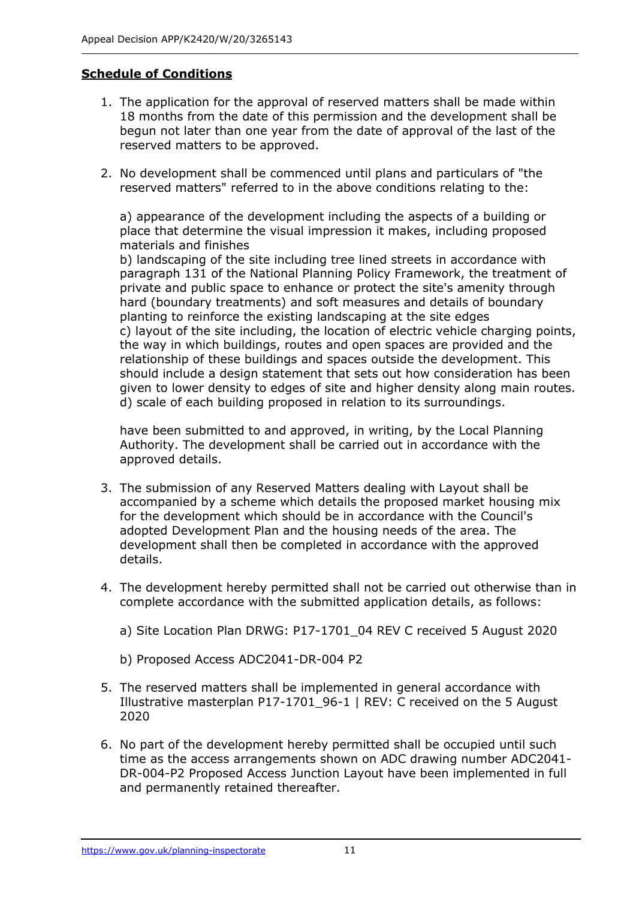**Schedule of Conditions**

1. The application for the approval of reserved matters shall be made within 18 months from the date of this permission and the development shall be begun not later than one year from the date of approval of the last of the reserved matters to be approved.

2. No development shall be commenced until plans and particulars of "the reserved matters" referred to in the above conditions relating to the:

   a) appearance of the development including the aspects of a building or place that determine the visual impression it makes, including proposed materials and finishes
   b) landscaping of the site including tree lined streets in accordance with paragraph 131 of the National Planning Policy Framework, the treatment of private and public space to enhance or protect the site's amenity through hard (boundary treatments) and soft measures and details of boundary planting to reinforce the existing landscaping at the site edges
   c) layout of the site including, the location of electric vehicle charging points, the way in which buildings, routes and open spaces are provided and the relationship of these buildings and spaces outside the development. This should include a design statement that sets out how consideration has been given to lower density to edges of site and higher density along main routes.
   d) scale of each building proposed in relation to its surroundings.

   have been submitted to and approved, in writing, by the Local Planning Authority. The development shall be carried out in accordance with the approved details.

3. The submission of any Reserved Matters dealing with Layout shall be accompanied by a scheme which details the proposed market housing mix for the development which should be in accordance with the Council's adopted Development Plan and the housing needs of the area. The development shall then be completed in accordance with the approved details.

4. The development hereby permitted shall not be carried out otherwise than in complete accordance with the submitted application details, as follows:

   a) Site Location Plan DRWG: P17-1701_04 REV C received 5 August 2020

   b) Proposed Access ADC2041-DR-004 P2

5. The reserved matters shall be implemented in general accordance with Illustrative masterplan P17-1701_96-1 | REV: C received on the 5 August 2020

6. No part of the development hereby permitted shall be occupied until such time as the access arrangements shown on ADC drawing number ADC2041-DR-004-P2 Proposed Access Junction Layout have been implemented in full and permanently retained thereafter.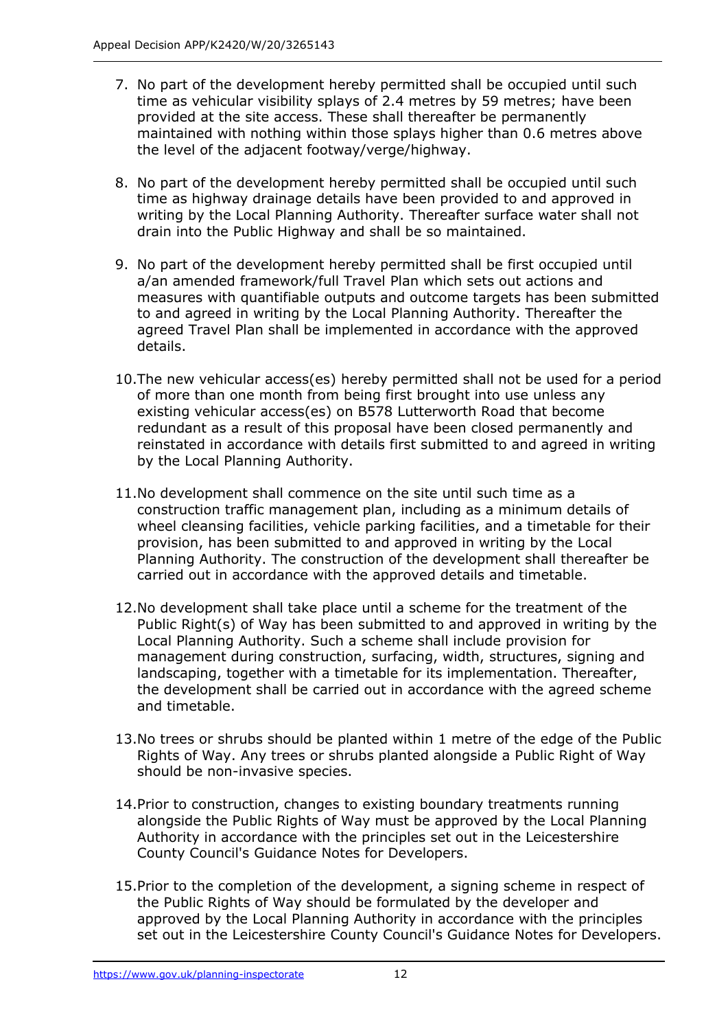7. No part of the development hereby permitted shall be occupied until such time as vehicular visibility splays of 2.4 metres by 59 metres; have been provided at the site access. These shall thereafter be permanently maintained with nothing within those splays higher than 0.6 metres above the level of the adjacent footway/verge/highway.

8. No part of the development hereby permitted shall be occupied until such time as highway drainage details have been provided to and approved in writing by the Local Planning Authority. Thereafter surface water shall not drain into the Public Highway and shall be so maintained.

9. No part of the development hereby permitted shall be first occupied until a/an amended framework/full Travel Plan which sets out actions and measures with quantifiable outputs and outcome targets has been submitted to and agreed in writing by the Local Planning Authority. Thereafter the agreed Travel Plan shall be implemented in accordance with the approved details.

10. The new vehicular access(es) hereby permitted shall not be used for a period of more than one month from being first brought into use unless any existing vehicular access(es) on B578 Lutterworth Road that become redundant as a result of this proposal have been closed permanently and reinstated in accordance with details first submitted to and agreed in writing by the Local Planning Authority.

11. No development shall commence on the site until such time as a construction traffic management plan, including as a minimum details of wheel cleansing facilities, vehicle parking facilities, and a timetable for their provision, has been submitted to and approved in writing by the Local Planning Authority. The construction of the development shall thereafter be carried out in accordance with the approved details and timetable.

12. No development shall take place until a scheme for the treatment of the Public Right(s) of Way has been submitted to and approved in writing by the Local Planning Authority. Such a scheme shall include provision for management during construction, surfacing, width, structures, signing and landscaping, together with a timetable for its implementation. Thereafter, the development shall be carried out in accordance with the agreed scheme and timetable.

13. No trees or shrubs should be planted within 1 metre of the edge of the Public Rights of Way. Any trees or shrubs planted alongside a Public Right of Way should be non-invasive species.

14. Prior to construction, changes to existing boundary treatments running alongside the Public Rights of Way must be approved by the Local Planning Authority in accordance with the principles set out in the Leicestershire County Council's Guidance Notes for Developers.

15. Prior to the completion of the development, a signing scheme in respect of the Public Rights of Way should be formulated by the developer and approved by the Local Planning Authority in accordance with the principles set out in the Leicestershire County Council's Guidance Notes for Developers.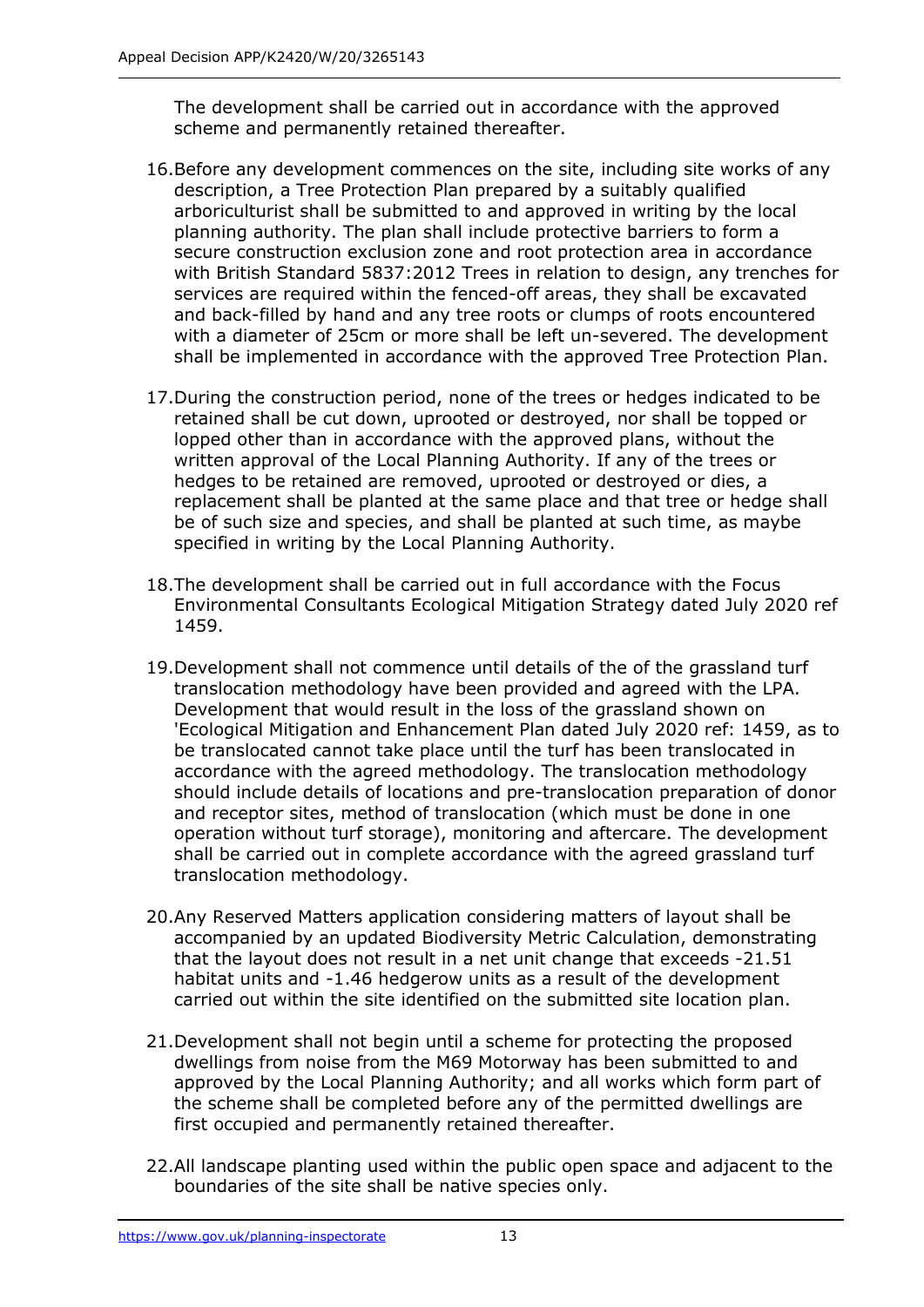The development shall be carried out in accordance with the approved scheme and permanently retained thereafter.

16. Before any development commences on the site, including site works of any description, a Tree Protection Plan prepared by a suitably qualified arboriculturist shall be submitted to and approved in writing by the local planning authority. The plan shall include protective barriers to form a secure construction exclusion zone and root protection area in accordance with British Standard 5837:2012 Trees in relation to design, any trenches for services are required within the fenced-off areas, they shall be excavated and back-filled by hand and any tree roots or clumps of roots encountered with a diameter of 25cm or more shall be left un-severed. The development shall be implemented in accordance with the approved Tree Protection Plan.

17. During the construction period, none of the trees or hedges indicated to be retained shall be cut down, uprooted or destroyed, nor shall be topped or lopped other than in accordance with the approved plans, without the written approval of the Local Planning Authority. If any of the trees or hedges to be retained are removed, uprooted or destroyed or dies, a replacement shall be planted at the same place and that tree or hedge shall be of such size and species, and shall be planted at such time, as maybe specified in writing by the Local Planning Authority.

18. The development shall be carried out in full accordance with the Focus Environmental Consultants Ecological Mitigation Strategy dated July 2020 ref 1459.

19. Development shall not commence until details of the of the grassland turf translocation methodology have been provided and agreed with the LPA. Development that would result in the loss of the grassland shown on 'Ecological Mitigation and Enhancement Plan dated July 2020 ref: 1459, as to be translocated cannot take place until the turf has been translocated in accordance with the agreed methodology. The translocation methodology should include details of locations and pre-translocation preparation of donor and receptor sites, method of translocation (which must be done in one operation without turf storage), monitoring and aftercare. The development shall be carried out in complete accordance with the agreed grassland turf translocation methodology.

20. Any Reserved Matters application considering matters of layout shall be accompanied by an updated Biodiversity Metric Calculation, demonstrating that the layout does not result in a net unit change that exceeds -21.51 habitat units and -1.46 hedgerow units as a result of the development carried out within the site identified on the submitted site location plan.

21. Development shall not begin until a scheme for protecting the proposed dwellings from noise from the M69 Motorway has been submitted to and approved by the Local Planning Authority; and all works which form part of the scheme shall be completed before any of the permitted dwellings are first occupied and permanently retained thereafter.

22. All landscape planting used within the public open space and adjacent to the boundaries of the site shall be native species only.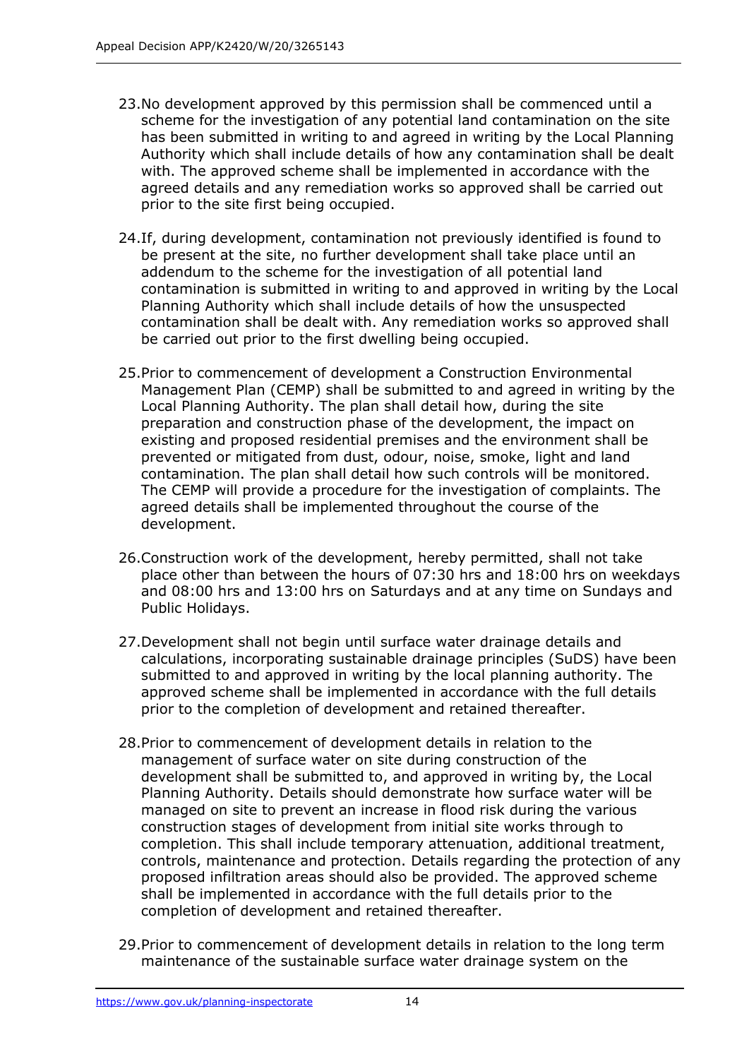23. No development approved by this permission shall be commenced until a scheme for the investigation of any potential land contamination on the site has been submitted in writing to and agreed in writing by the Local Planning Authority which shall include details of how any contamination shall be dealt with. The approved scheme shall be implemented in accordance with the agreed details and any remediation works so approved shall be carried out prior to the site first being occupied.

24. If, during development, contamination not previously identified is found to be present at the site, no further development shall take place until an addendum to the scheme for the investigation of all potential land contamination is submitted in writing to and approved in writing by the Local Planning Authority which shall include details of how the unsuspected contamination shall be dealt with. Any remediation works so approved shall be carried out prior to the first dwelling being occupied.

25. Prior to commencement of development a Construction Environmental Management Plan (CEMP) shall be submitted to and agreed in writing by the Local Planning Authority. The plan shall detail how, during the site preparation and construction phase of the development, the impact on existing and proposed residential premises and the environment shall be prevented or mitigated from dust, odour, noise, smoke, light and land contamination. The plan shall detail how such controls will be monitored. The CEMP will provide a procedure for the investigation of complaints. The agreed details shall be implemented throughout the course of the development.

26. Construction work of the development, hereby permitted, shall not take place other than between the hours of 07:30 hrs and 18:00 hrs on weekdays and 08:00 hrs and 13:00 hrs on Saturdays and at any time on Sundays and Public Holidays.

27. Development shall not begin until surface water drainage details and calculations, incorporating sustainable drainage principles (SuDS) have been submitted to and approved in writing by the local planning authority. The approved scheme shall be implemented in accordance with the full details prior to the completion of development and retained thereafter.

28. Prior to commencement of development details in relation to the management of surface water on site during construction of the development shall be submitted to, and approved in writing by, the Local Planning Authority. Details should demonstrate how surface water will be managed on site to prevent an increase in flood risk during the various construction stages of development from initial site works through to completion. This shall include temporary attenuation, additional treatment, controls, maintenance and protection. Details regarding the protection of any proposed infiltration areas should also be provided. The approved scheme shall be implemented in accordance with the full details prior to the completion of development and retained thereafter.

29. Prior to commencement of development details in relation to the long term maintenance of the sustainable surface water drainage system on the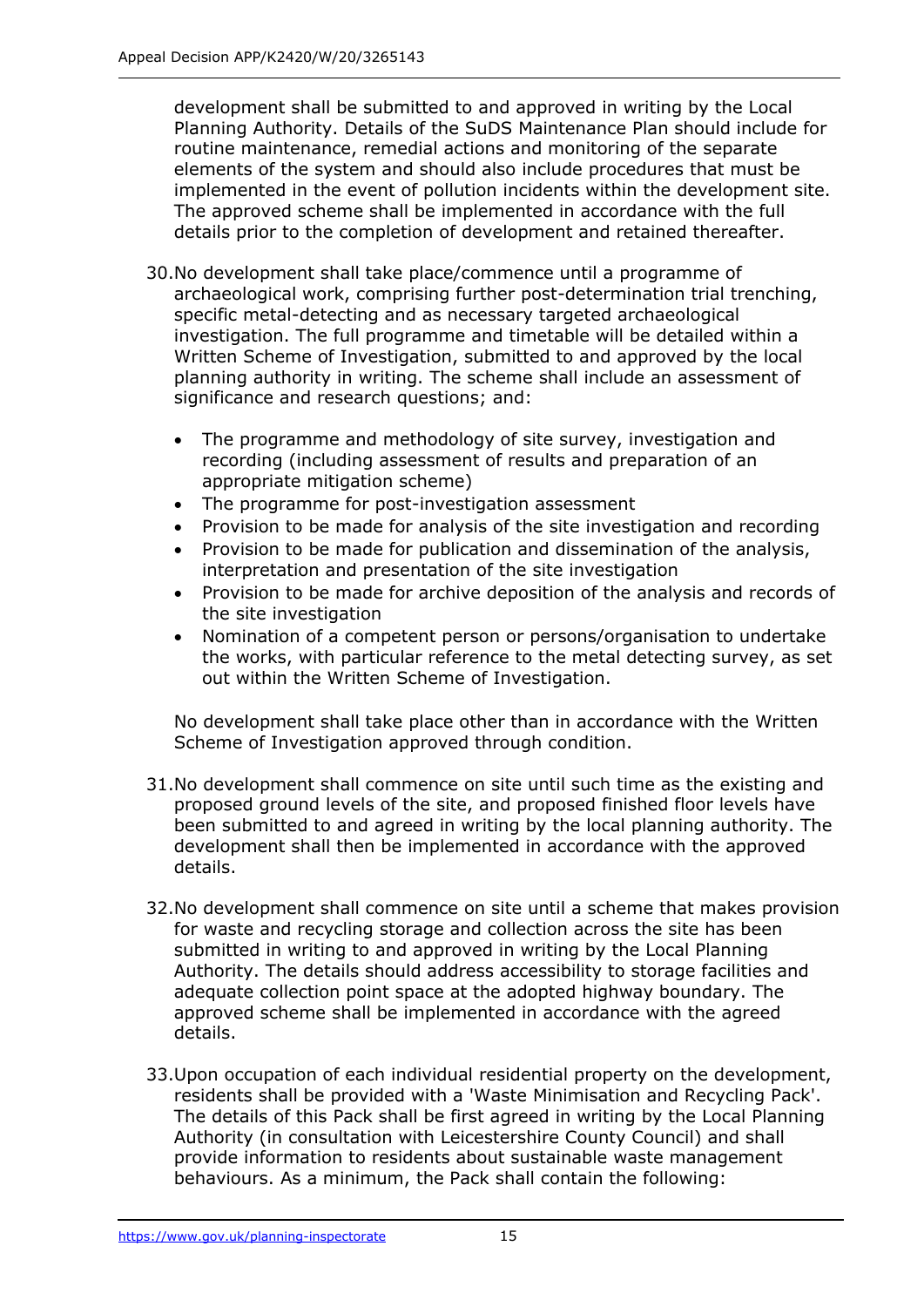development shall be submitted to and approved in writing by the Local Planning Authority. Details of the SuDS Maintenance Plan should include for routine maintenance, remedial actions and monitoring of the separate elements of the system and should also include procedures that must be implemented in the event of pollution incidents within the development site. The approved scheme shall be implemented in accordance with the full details prior to the completion of development and retained thereafter.

30. No development shall take place/commence until a programme of archaeological work, comprising further post-determination trial trenching, specific metal-detecting and as necessary targeted archaeological investigation. The full programme and timetable will be detailed within a Written Scheme of Investigation, submitted to and approved by the local planning authority in writing. The scheme shall include an assessment of significance and research questions; and:

    - The programme and methodology of site survey, investigation and recording (including assessment of results and preparation of an appropriate mitigation scheme)
    - The programme for post-investigation assessment
    - Provision to be made for analysis of the site investigation and recording
    - Provision to be made for publication and dissemination of the analysis, interpretation and presentation of the site investigation
    - Provision to be made for archive deposition of the analysis and records of the site investigation
    - Nomination of a competent person or persons/organisation to undertake the works, with particular reference to the metal detecting survey, as set out within the Written Scheme of Investigation.

    No development shall take place other than in accordance with the Written Scheme of Investigation approved through condition.

31. No development shall commence on site until such time as the existing and proposed ground levels of the site, and proposed finished floor levels have been submitted to and agreed in writing by the local planning authority. The development shall then be implemented in accordance with the approved details.

32. No development shall commence on site until a scheme that makes provision for waste and recycling storage and collection across the site has been submitted in writing to and approved in writing by the Local Planning Authority. The details should address accessibility to storage facilities and adequate collection point space at the adopted highway boundary. The approved scheme shall be implemented in accordance with the agreed details.

33. Upon occupation of each individual residential property on the development, residents shall be provided with a 'Waste Minimisation and Recycling Pack'. The details of this Pack shall be first agreed in writing by the Local Planning Authority (in consultation with Leicestershire County Council) and shall provide information to residents about sustainable waste management behaviours. As a minimum, the Pack shall contain the following: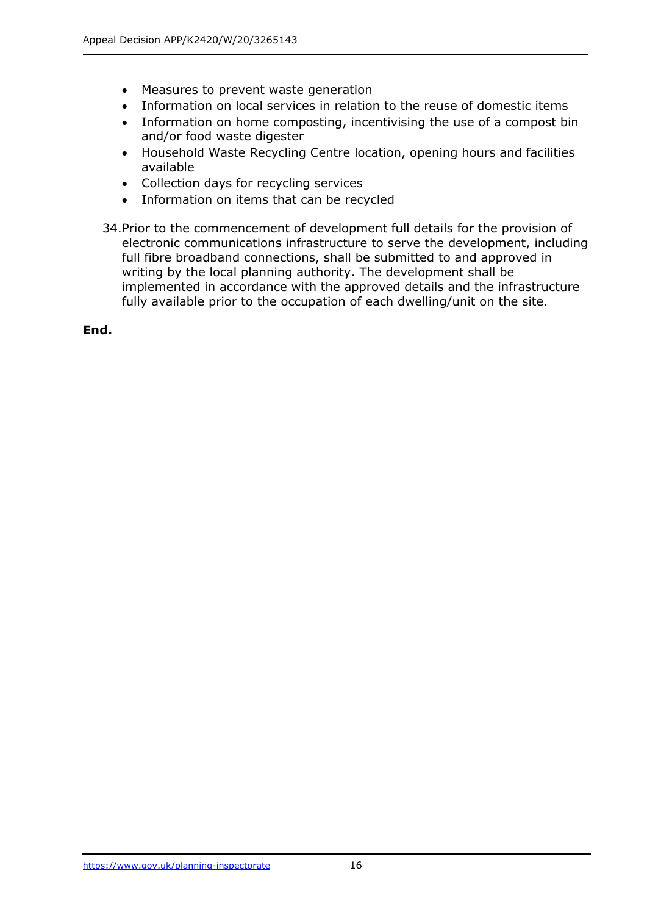- Measures to prevent waste generation
- Information on local services in relation to the reuse of domestic items
- Information on home composting, incentivising the use of a compost bin and/or food waste digester
- Household Waste Recycling Centre location, opening hours and facilities available
- Collection days for recycling services
- Information on items that can be recycled

34. Prior to the commencement of development full details for the provision of electronic communications infrastructure to serve the development, including full fibre broadband connections, shall be submitted to and approved in writing by the local planning authority. The development shall be implemented in accordance with the approved details and the infrastructure fully available prior to the occupation of each dwelling/unit on the site.

**End.**